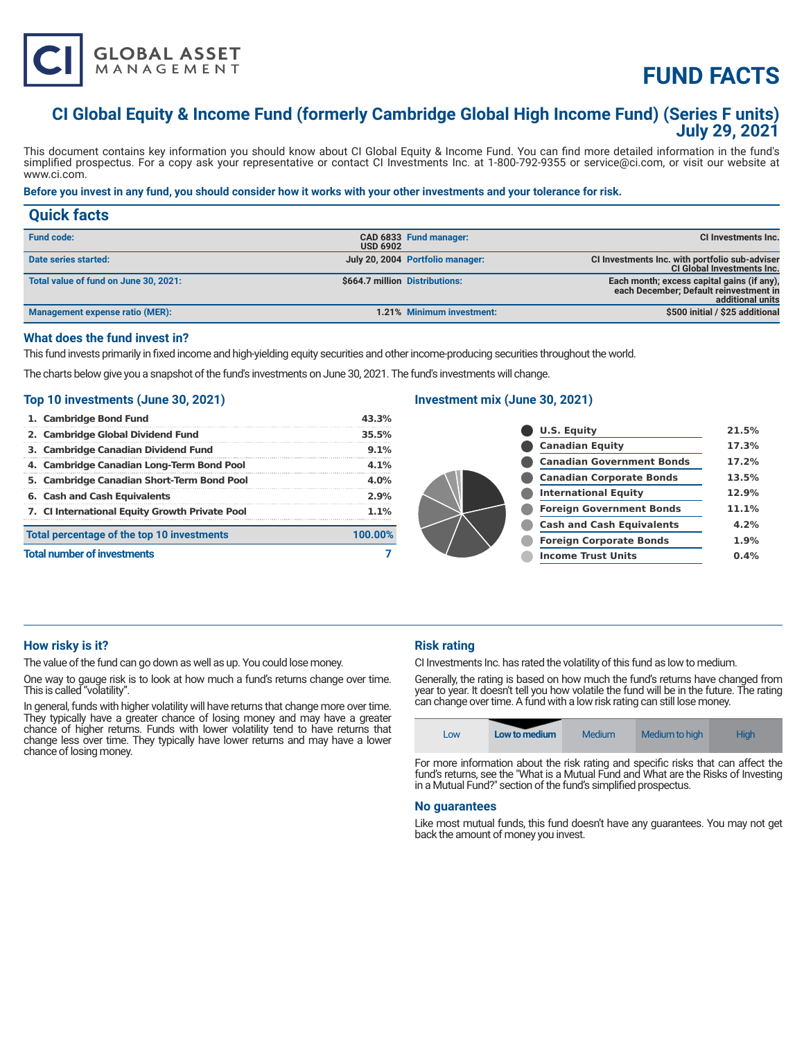# FUND FACTS

## CI Global Equity & Income Fund (formerly Cambridge Global High Income Fund) (Series F units)
## July 29, 2021

This document contains key information you should know about CI Global Equity & Income Fund. You can find more detailed information in the fund's simplified prospectus. For a copy ask your representative or contact CI Investments Inc. at 1-800-792-9355 or service@ci.com, or visit our website at www.ci.com.

**Before you invest in any fund, you should consider how it works with your other investments and your tolerance for risk.**

## Quick facts

| | | | |
|---|---|---|---|
| **Fund code:** | CAD 6833 USD 6902 | **Fund manager:** | CI Investments Inc. |
| **Date series started:** | July 20, 2004 | **Portfolio manager:** | CI Investments Inc. with portfolio sub-adviser CI Global Investments Inc. |
| **Total value of fund on June 30, 2021:** | $664.7 million | **Distributions:** | Each month; excess capital gains (if any), each December; Default reinvestment in additional units |
| **Management expense ratio (MER):** | 1.21% | **Minimum investment:** | $500 initial / $25 additional |

### What does the fund invest in?

This fund invests primarily in fixed income and high-yielding equity securities and other income-producing securities throughout the world.

The charts below give you a snapshot of the fund's investments on June 30, 2021. The fund's investments will change.

### Top 10 investments (June 30, 2021)

| Investment | % |
|---|---|
| 1. Cambridge Bond Fund | 43.3% |
| 2. Cambridge Global Dividend Fund | 35.5% |
| 3. Cambridge Canadian Dividend Fund | 9.1% |
| 4. Cambridge Canadian Long-Term Bond Pool | 4.1% |
| 5. Cambridge Canadian Short-Term Bond Pool | 4.0% |
| 6. Cash and Cash Equivalents | 2.9% |
| 7. CI International Equity Growth Private Pool | 1.1% |
| **Total percentage of the top 10 investments** | **100.00%** |
| **Total number of investments** | **7** |

### Investment mix (June 30, 2021)

| Asset | % |
|---|---|
| U.S. Equity | 21.5% |
| Canadian Equity | 17.3% |
| Canadian Government Bonds | 17.2% |
| Canadian Corporate Bonds | 13.5% |
| International Equity | 12.9% |
| Foreign Government Bonds | 11.1% |
| Cash and Cash Equivalents | 4.2% |
| Foreign Corporate Bonds | 1.9% |
| Income Trust Units | 0.4% |

### How risky is it?

The value of the fund can go down as well as up. You could lose money.

One way to gauge risk is to look at how much a fund's returns change over time. This is called "volatility".

In general, funds with higher volatility will have returns that change more over time. They typically have a greater chance of losing money and may have a greater chance of higher returns. Funds with lower volatility tend to have returns that change less over time. They typically have lower returns and may have a lower chance of losing money.

### Risk rating

CI Investments Inc. has rated the volatility of this fund as low to medium.

Generally, the rating is based on how much the fund's returns have changed from year to year. It doesn't tell you how volatile the fund will be in the future. The rating can change over time. A fund with a low risk rating can still lose money.

| Low | **Low to medium** | Medium | Medium to high | High |
|---|---|---|---|---|

For more information about the risk rating and specific risks that can affect the fund's returns, see the "What is a Mutual Fund and What are the Risks of Investing in a Mutual Fund?" section of the fund's simplified prospectus.

### No guarantees

Like most mutual funds, this fund doesn't have any guarantees. You may not get back the amount of money you invest.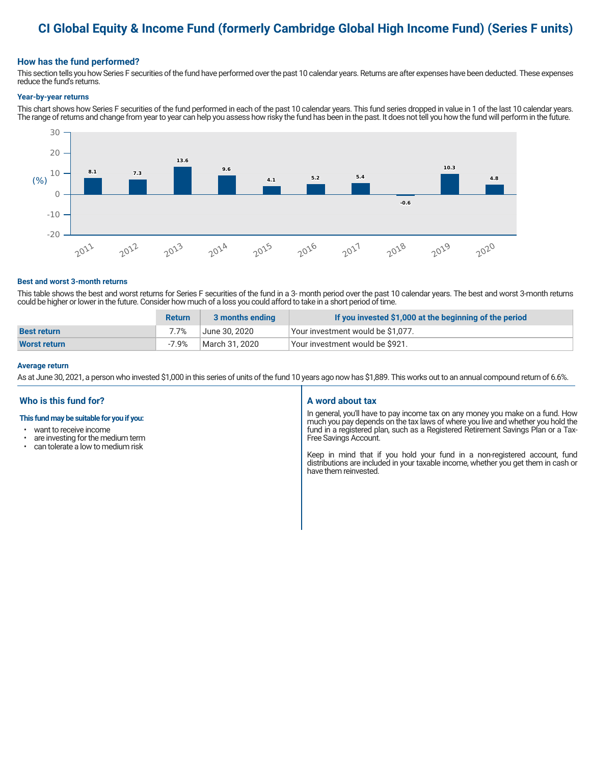# CI Global Equity & Income Fund (formerly Cambridge Global High Income Fund) (Series F units)

## How has the fund performed?

This section tells you how Series F securities of the fund have performed over the past 10 calendar years. Returns are after expenses have been deducted. These expenses reduce the fund's returns.

### Year-by-year returns

This chart shows how Series F securities of the fund performed in each of the past 10 calendar years. This fund series dropped in value in 1 of the last 10 calendar years. The range of returns and change from year to year can help you assess how risky the fund has been in the past. It does not tell you how the fund will perform in the future.

| Year | Return (%) |
|---|---|
| 2011 | 8.1 |
| 2012 | 7.3 |
| 2013 | 13.6 |
| 2014 | 9.6 |
| 2015 | 4.1 |
| 2016 | 5.2 |
| 2017 | 5.4 |
| 2018 | -0.6 |
| 2019 | 10.3 |
| 2020 | 4.8 |

### Best and worst 3-month returns

This table shows the best and worst returns for Series F securities of the fund in a 3- month period over the past 10 calendar years. The best and worst 3-month returns could be higher or lower in the future. Consider how much of a loss you could afford to take in a short period of time.

| | Return | 3 months ending | If you invested $1,000 at the beginning of the period |
|---|---|---|---|
| **Best return** | 7.7% | June 30, 2020 | Your investment would be $1,077. |
| **Worst return** | -7.9% | March 31, 2020 | Your investment would be $921. |

### Average return

As at June 30, 2021, a person who invested $1,000 in this series of units of the fund 10 years ago now has $1,889. This works out to an annual compound return of 6.6%.

## Who is this fund for?

**This fund may be suitable for you if you:**

- want to receive income
- are investing for the medium term
- can tolerate a low to medium risk

## A word about tax

In general, you'll have to pay income tax on any money you make on a fund. How much you pay depends on the tax laws of where you live and whether you hold the fund in a registered plan, such as a Registered Retirement Savings Plan or a Tax-Free Savings Account.

Keep in mind that if you hold your fund in a non-registered account, fund distributions are included in your taxable income, whether you get them in cash or have them reinvested.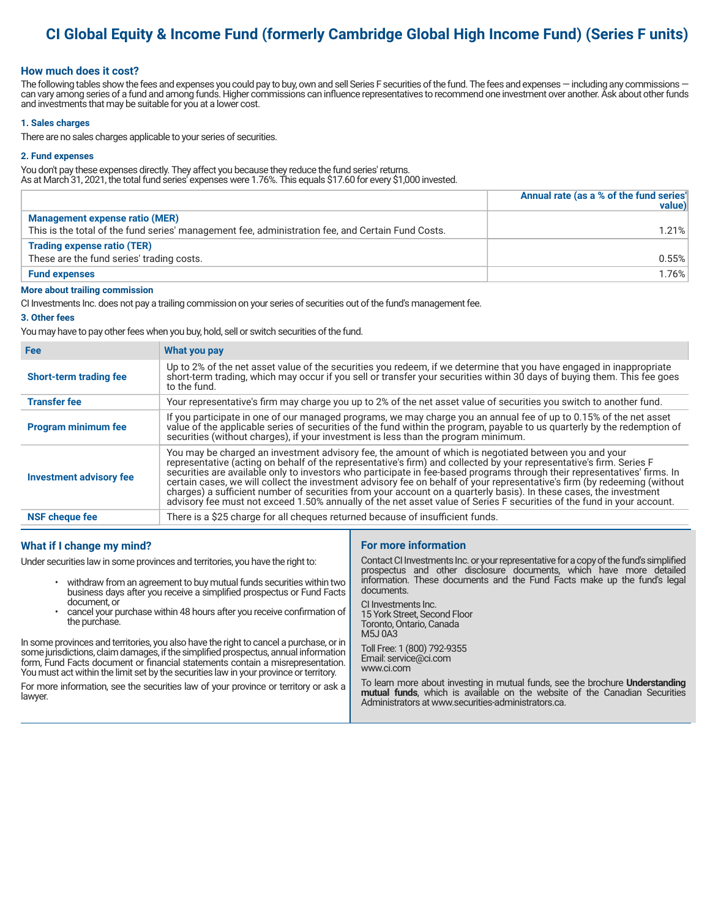# CI Global Equity & Income Fund (formerly Cambridge Global High Income Fund) (Series F units)

## How much does it cost?

The following tables show the fees and expenses you could pay to buy, own and sell Series F securities of the fund. The fees and expenses — including any commissions — can vary among series of a fund and among funds. Higher commissions can influence representatives to recommend one investment over another. Ask about other funds and investments that may be suitable for you at a lower cost.

### 1. Sales charges

There are no sales charges applicable to your series of securities.

### 2. Fund expenses

You don't pay these expenses directly. They affect you because they reduce the fund series' returns.
As at March 31, 2021, the total fund series' expenses were 1.76%. This equals $17.60 for every $1,000 invested.

| | Annual rate (as a % of the fund series' value) |
|---|---|
| **Management expense ratio (MER)**<br>This is the total of the fund series' management fee, administration fee, and Certain Fund Costs. | 1.21% |
| **Trading expense ratio (TER)**<br>These are the fund series' trading costs. | 0.55% |
| **Fund expenses** | 1.76% |

#### More about trailing commission

CI Investments Inc. does not pay a trailing commission on your series of securities out of the fund's management fee.

### 3. Other fees

You may have to pay other fees when you buy, hold, sell or switch securities of the fund.

| Fee | What you pay |
|---|---|
| Short-term trading fee | Up to 2% of the net asset value of the securities you redeem, if we determine that you have engaged in inappropriate short-term trading, which may occur if you sell or transfer your securities within 30 days of buying them. This fee goes to the fund. |
| Transfer fee | Your representative's firm may charge you up to 2% of the net asset value of securities you switch to another fund. |
| Program minimum fee | If you participate in one of our managed programs, we may charge you an annual fee of up to 0.15% of the net asset value of the applicable series of securities of the fund within the program, payable to us quarterly by the redemption of securities (without charges), if your investment is less than the program minimum. |
| Investment advisory fee | You may be charged an investment advisory fee, the amount of which is negotiated between you and your representative (acting on behalf of the representative's firm) and collected by your representative's firm. Series F securities are available only to investors who participate in fee-based programs through their representatives' firms. In certain cases, we will collect the investment advisory fee on behalf of your representative's firm (by redeeming (without charges) a sufficient number of securities from your account on a quarterly basis). In these cases, the investment advisory fee must not exceed 1.50% annually of the net asset value of Series F securities of the fund in your account. |
| NSF cheque fee | There is a $25 charge for all cheques returned because of insufficient funds. |

## What if I change my mind?

Under securities law in some provinces and territories, you have the right to:

- withdraw from an agreement to buy mutual funds securities within two business days after you receive a simplified prospectus or Fund Facts document, or
- cancel your purchase within 48 hours after you receive confirmation of the purchase.

In some provinces and territories, you also have the right to cancel a purchase, or in some jurisdictions, claim damages, if the simplified prospectus, annual information form, Fund Facts document or financial statements contain a misrepresentation. You must act within the limit set by the securities law in your province or territory.

For more information, see the securities law of your province or territory or ask a lawyer.

## For more information

Contact CI Investments Inc. or your representative for a copy of the fund's simplified prospectus and other disclosure documents, which have more detailed information. These documents and the Fund Facts make up the fund's legal documents.

CI Investments Inc.
15 York Street, Second Floor
Toronto, Ontario, Canada
M5J 0A3

Toll Free: 1 (800) 792-9355
Email: service@ci.com
www.ci.com

To learn more about investing in mutual funds, see the brochure **Understanding mutual funds**, which is available on the website of the Canadian Securities Administrators at www.securities-administrators.ca.